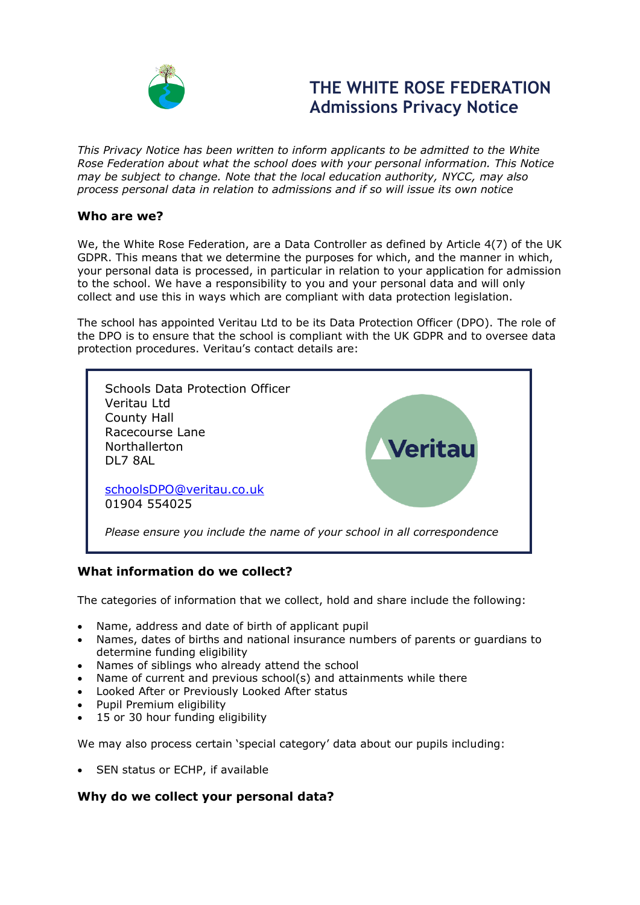# THE WHITE ROSE FEDERATION
## Admissions Privacy Notice

*This Privacy Notice has been written to inform applicants to be admitted to the White Rose Federation about what the school does with your personal information. This Notice may be subject to change. Note that the local education authority, NYCC, may also process personal data in relation to admissions and if so will issue its own notice*

### Who are we?

We, the White Rose Federation, are a Data Controller as defined by Article 4(7) of the UK GDPR. This means that we determine the purposes for which, and the manner in which, your personal data is processed, in particular in relation to your application for admission to the school. We have a responsibility to you and your personal data and will only collect and use this in ways which are compliant with data protection legislation.

The school has appointed Veritau Ltd to be its Data Protection Officer (DPO). The role of the DPO is to ensure that the school is compliant with the UK GDPR and to oversee data protection procedures. Veritau's contact details are:

> Schools Data Protection Officer
> Veritau Ltd
> County Hall
> Racecourse Lane
> Northallerton
> DL7 8AL
>
> schoolsDPO@veritau.co.uk
> 01904 554025
>
> *Please ensure you include the name of your school in all correspondence*

### What information do we collect?

The categories of information that we collect, hold and share include the following:

- Name, address and date of birth of applicant pupil
- Names, dates of births and national insurance numbers of parents or guardians to determine funding eligibility
- Names of siblings who already attend the school
- Name of current and previous school(s) and attainments while there
- Looked After or Previously Looked After status
- Pupil Premium eligibility
- 15 or 30 hour funding eligibility

We may also process certain 'special category' data about our pupils including:

- SEN status or ECHP, if available

### Why do we collect your personal data?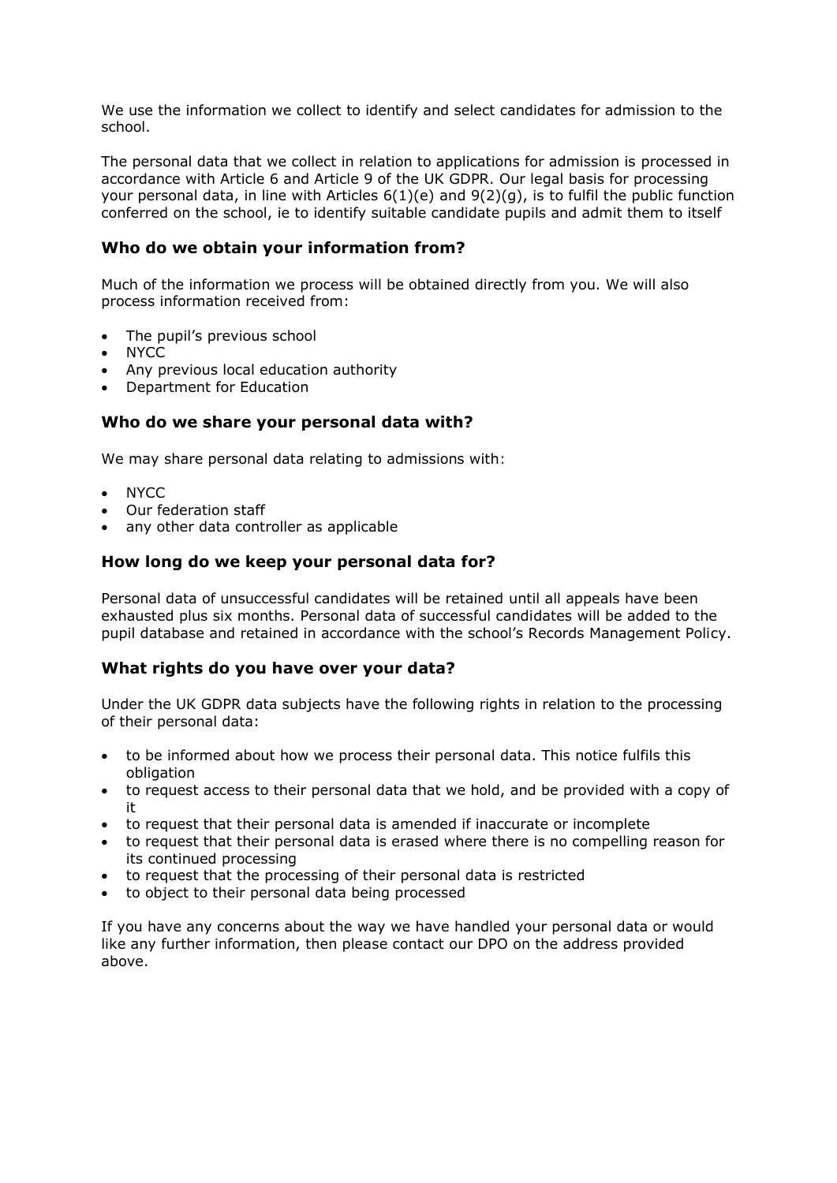We use the information we collect to identify and select candidates for admission to the school.

The personal data that we collect in relation to applications for admission is processed in accordance with Article 6 and Article 9 of the UK GDPR. Our legal basis for processing your personal data, in line with Articles 6(1)(e) and 9(2)(g), is to fulfil the public function conferred on the school, ie to identify suitable candidate pupils and admit them to itself

## Who do we obtain your information from?

Much of the information we process will be obtained directly from you. We will also process information received from:

- The pupil's previous school
- NYCC
- Any previous local education authority
- Department for Education

## Who do we share your personal data with?

We may share personal data relating to admissions with:

- NYCC
- Our federation staff
- any other data controller as applicable

## How long do we keep your personal data for?

Personal data of unsuccessful candidates will be retained until all appeals have been exhausted plus six months. Personal data of successful candidates will be added to the pupil database and retained in accordance with the school's Records Management Policy.

## What rights do you have over your data?

Under the UK GDPR data subjects have the following rights in relation to the processing of their personal data:

- to be informed about how we process their personal data. This notice fulfils this obligation
- to request access to their personal data that we hold, and be provided with a copy of it
- to request that their personal data is amended if inaccurate or incomplete
- to request that their personal data is erased where there is no compelling reason for its continued processing
- to request that the processing of their personal data is restricted
- to object to their personal data being processed

If you have any concerns about the way we have handled your personal data or would like any further information, then please contact our DPO on the address provided above.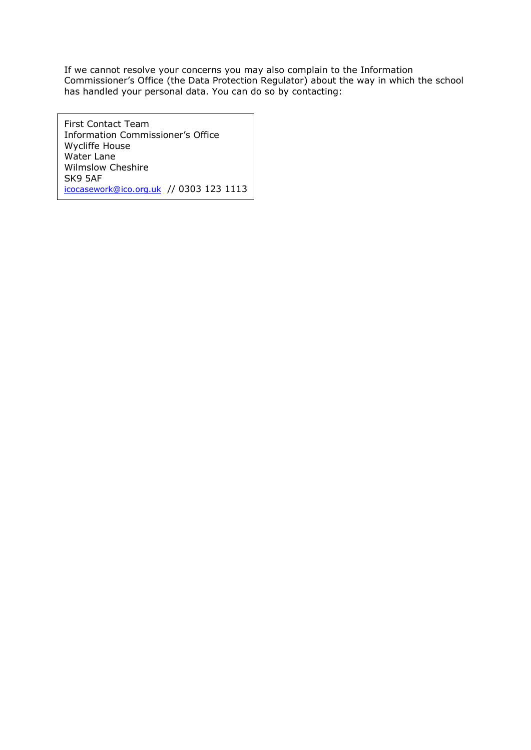If we cannot resolve your concerns you may also complain to the Information Commissioner's Office (the Data Protection Regulator) about the way in which the school has handled your personal data. You can do so by contacting:

First Contact Team  
Information Commissioner's Office  
Wycliffe House  
Water Lane  
Wilmslow Cheshire  
SK9 5AF  
icocasework@ico.org.uk // 0303 123 1113